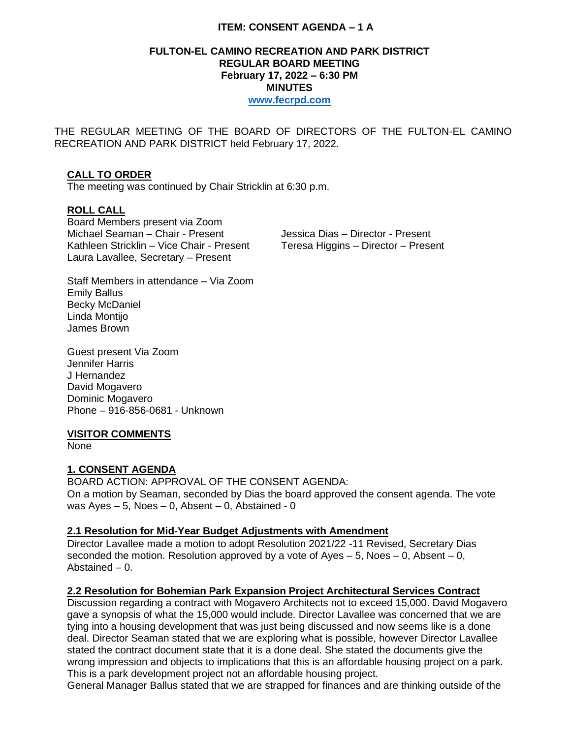**ITEM: CONSENT AGENDA – 1 A**

**FULTON-EL CAMINO RECREATION AND PARK DISTRICT**
**REGULAR BOARD MEETING**
**February 17, 2022 – 6:30 PM**
**MINUTES**
**www.fecrpd.com**

THE REGULAR MEETING OF THE BOARD OF DIRECTORS OF THE FULTON-EL CAMINO RECREATION AND PARK DISTRICT held February 17, 2022.

**CALL TO ORDER**
The meeting was continued by Chair Stricklin at 6:30 p.m.

**ROLL CALL**
Board Members present via Zoom
Michael Seaman – Chair - Present
Kathleen Stricklin – Vice Chair - Present
Laura Lavallee, Secretary – Present
Jessica Dias – Director - Present
Teresa Higgins – Director – Present

Staff Members in attendance – Via Zoom
Emily Ballus
Becky McDaniel
Linda Montijo
James Brown

Guest present Via Zoom
Jennifer Harris
J Hernandez
David Mogavero
Dominic Mogavero
Phone – 916-856-0681 - Unknown

**VISITOR COMMENTS**
None

**1. CONSENT AGENDA**
BOARD ACTION: APPROVAL OF THE CONSENT AGENDA:
On a motion by Seaman, seconded by Dias the board approved the consent agenda. The vote was Ayes – 5, Noes – 0, Absent – 0, Abstained - 0

**2.1 Resolution for Mid-Year Budget Adjustments with Amendment**
Director Lavallee made a motion to adopt Resolution 2021/22 -11 Revised, Secretary Dias seconded the motion. Resolution approved by a vote of Ayes – 5, Noes – 0, Absent – 0, Abstained – 0.

**2.2 Resolution for Bohemian Park Expansion Project Architectural Services Contract**
Discussion regarding a contract with Mogavero Architects not to exceed 15,000. David Mogavero gave a synopsis of what the 15,000 would include. Director Lavallee was concerned that we are tying into a housing development that was just being discussed and now seems like is a done deal. Director Seaman stated that we are exploring what is possible, however Director Lavallee stated the contract document state that it is a done deal. She stated the documents give the wrong impression and objects to implications that this is an affordable housing project on a park. This is a park development project not an affordable housing project.
General Manager Ballus stated that we are strapped for finances and are thinking outside of the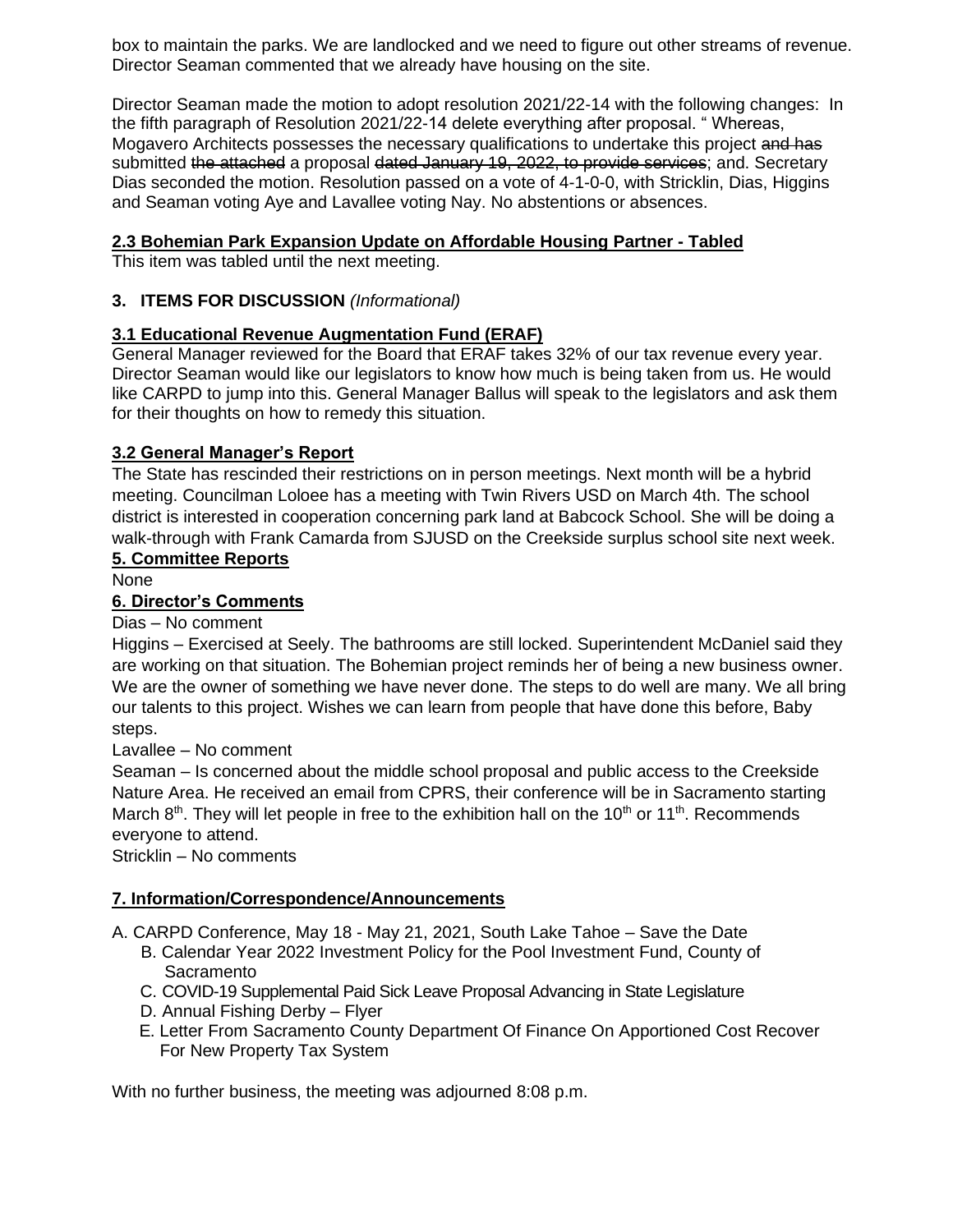box to maintain the parks. We are landlocked and we need to figure out other streams of revenue. Director Seaman commented that we already have housing on the site.

Director Seaman made the motion to adopt resolution 2021/22-14 with the following changes: In the fifth paragraph of Resolution 2021/22-14 delete everything after proposal. " Whereas, Mogavero Architects possesses the necessary qualifications to undertake this project ~~and has~~ submitted ~~the attached~~ a proposal ~~dated January 19, 2022, to provide services~~; and. Secretary Dias seconded the motion. Resolution passed on a vote of 4-1-0-0, with Stricklin, Dias, Higgins and Seaman voting Aye and Lavallee voting Nay. No abstentions or absences.

**2.3 Bohemian Park Expansion Update on Affordable Housing Partner - Tabled**

This item was tabled until the next meeting.

## 3. ITEMS FOR DISCUSSION *(Informational)*

**3.1 Educational Revenue Augmentation Fund (ERAF)**

General Manager reviewed for the Board that ERAF takes 32% of our tax revenue every year. Director Seaman would like our legislators to know how much is being taken from us. He would like CARPD to jump into this. General Manager Ballus will speak to the legislators and ask them for their thoughts on how to remedy this situation.

**3.2 General Manager's Report**

The State has rescinded their restrictions on in person meetings. Next month will be a hybrid meeting. Councilman Loloee has a meeting with Twin Rivers USD on March 4th. The school district is interested in cooperation concerning park land at Babcock School. She will be doing a walk-through with Frank Camarda from SJUSD on the Creekside surplus school site next week.

**5. Committee Reports**

None

**6. Director's Comments**

Dias – No comment

Higgins – Exercised at Seely. The bathrooms are still locked. Superintendent McDaniel said they are working on that situation. The Bohemian project reminds her of being a new business owner. We are the owner of something we have never done. The steps to do well are many. We all bring our talents to this project. Wishes we can learn from people that have done this before, Baby steps.

Lavallee – No comment

Seaman – Is concerned about the middle school proposal and public access to the Creekside Nature Area. He received an email from CPRS, their conference will be in Sacramento starting March 8th. They will let people in free to the exhibition hall on the 10th or 11th. Recommends everyone to attend.

Stricklin – No comments

**7. Information/Correspondence/Announcements**

A. CARPD Conference, May 18 - May 21, 2021, South Lake Tahoe – Save the Date
B. Calendar Year 2022 Investment Policy for the Pool Investment Fund, County of Sacramento
C. COVID-19 Supplemental Paid Sick Leave Proposal Advancing in State Legislature
D. Annual Fishing Derby – Flyer
E. Letter From Sacramento County Department Of Finance On Apportioned Cost Recover For New Property Tax System

With no further business, the meeting was adjourned 8:08 p.m.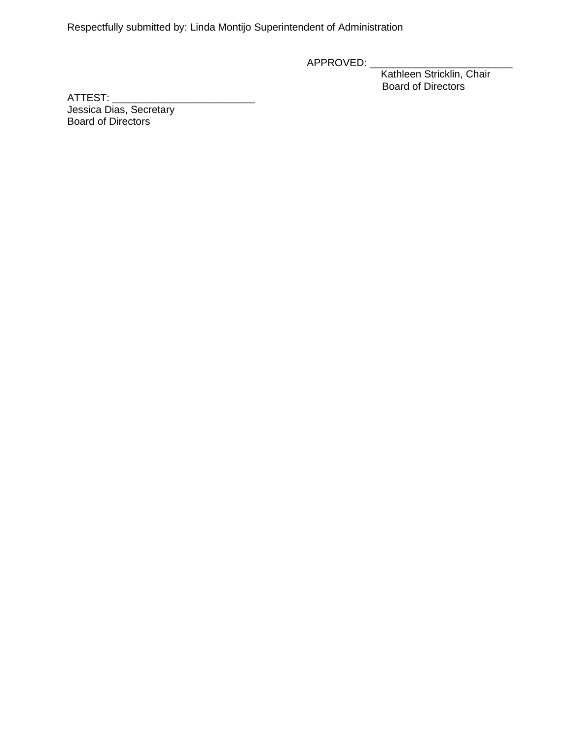Respectfully submitted by: Linda Montijo Superintendent of Administration

APPROVED: _________________________
Kathleen Stricklin, Chair
Board of Directors

ATTEST: _________________________
Jessica Dias, Secretary
Board of Directors